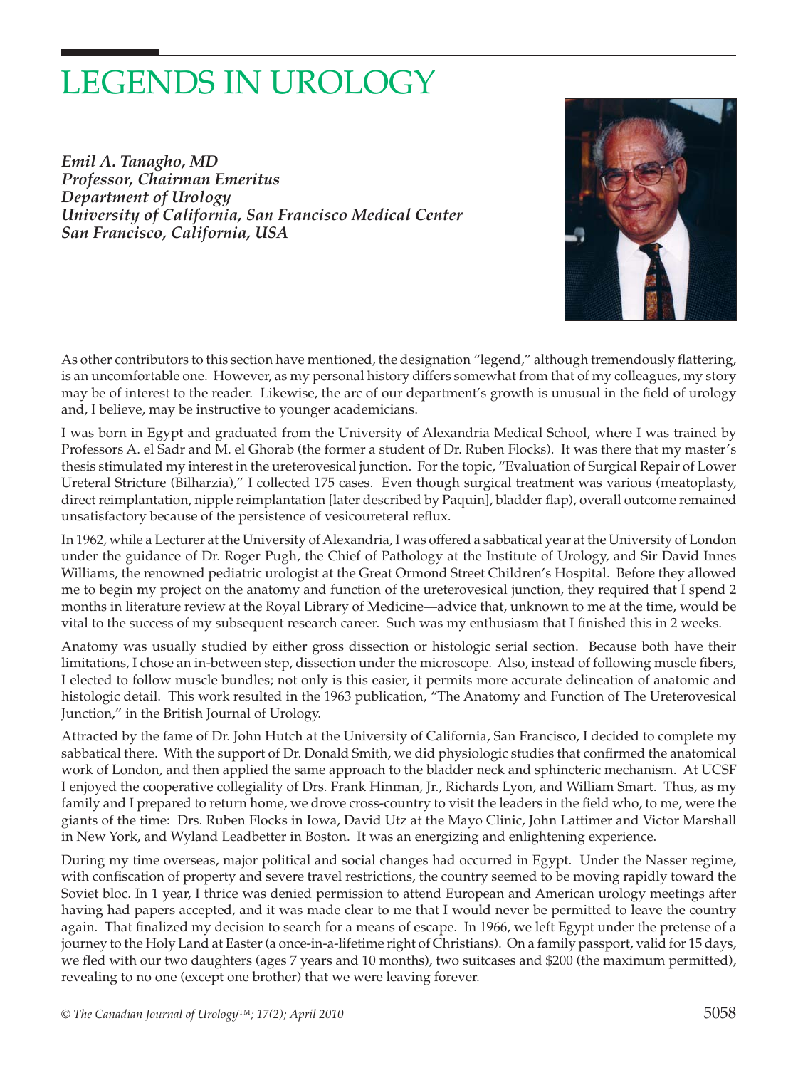# LEGENDS IN UROLOGY

***Emil A. Tanagho, MD***
***Professor, Chairman Emeritus***
***Department of Urology***
***University of California, San Francisco Medical Center***
***San Francisco, California, USA***

As other contributors to this section have mentioned, the designation "legend," although tremendously flattering, is an uncomfortable one. However, as my personal history differs somewhat from that of my colleagues, my story may be of interest to the reader. Likewise, the arc of our department's growth is unusual in the field of urology and, I believe, may be instructive to younger academicians.

I was born in Egypt and graduated from the University of Alexandria Medical School, where I was trained by Professors A. el Sadr and M. el Ghorab (the former a student of Dr. Ruben Flocks). It was there that my master's thesis stimulated my interest in the ureterovesical junction. For the topic, "Evaluation of Surgical Repair of Lower Ureteral Stricture (Bilharzia)," I collected 175 cases. Even though surgical treatment was various (meatoplasty, direct reimplantation, nipple reimplantation [later described by Paquin], bladder flap), overall outcome remained unsatisfactory because of the persistence of vesicoureteral reflux.

In 1962, while a Lecturer at the University of Alexandria, I was offered a sabbatical year at the University of London under the guidance of Dr. Roger Pugh, the Chief of Pathology at the Institute of Urology, and Sir David Innes Williams, the renowned pediatric urologist at the Great Ormond Street Children's Hospital. Before they allowed me to begin my project on the anatomy and function of the ureterovesical junction, they required that I spend 2 months in literature review at the Royal Library of Medicine—advice that, unknown to me at the time, would be vital to the success of my subsequent research career. Such was my enthusiasm that I finished this in 2 weeks.

Anatomy was usually studied by either gross dissection or histologic serial section. Because both have their limitations, I chose an in-between step, dissection under the microscope. Also, instead of following muscle fibers, I elected to follow muscle bundles; not only is this easier, it permits more accurate delineation of anatomic and histologic detail. This work resulted in the 1963 publication, "The Anatomy and Function of The Ureterovesical Junction," in the British Journal of Urology.

Attracted by the fame of Dr. John Hutch at the University of California, San Francisco, I decided to complete my sabbatical there. With the support of Dr. Donald Smith, we did physiologic studies that confirmed the anatomical work of London, and then applied the same approach to the bladder neck and sphincteric mechanism. At UCSF I enjoyed the cooperative collegiality of Drs. Frank Hinman, Jr., Richards Lyon, and William Smart. Thus, as my family and I prepared to return home, we drove cross-country to visit the leaders in the field who, to me, were the giants of the time: Drs. Ruben Flocks in Iowa, David Utz at the Mayo Clinic, John Lattimer and Victor Marshall in New York, and Wyland Leadbetter in Boston. It was an energizing and enlightening experience.

During my time overseas, major political and social changes had occurred in Egypt. Under the Nasser regime, with confiscation of property and severe travel restrictions, the country seemed to be moving rapidly toward the Soviet bloc. In 1 year, I thrice was denied permission to attend European and American urology meetings after having had papers accepted, and it was made clear to me that I would never be permitted to leave the country again. That finalized my decision to search for a means of escape. In 1966, we left Egypt under the pretense of a journey to the Holy Land at Easter (a once-in-a-lifetime right of Christians). On a family passport, valid for 15 days, we fled with our two daughters (ages 7 years and 10 months), two suitcases and $200 (the maximum permitted), revealing to no one (except one brother) that we were leaving forever.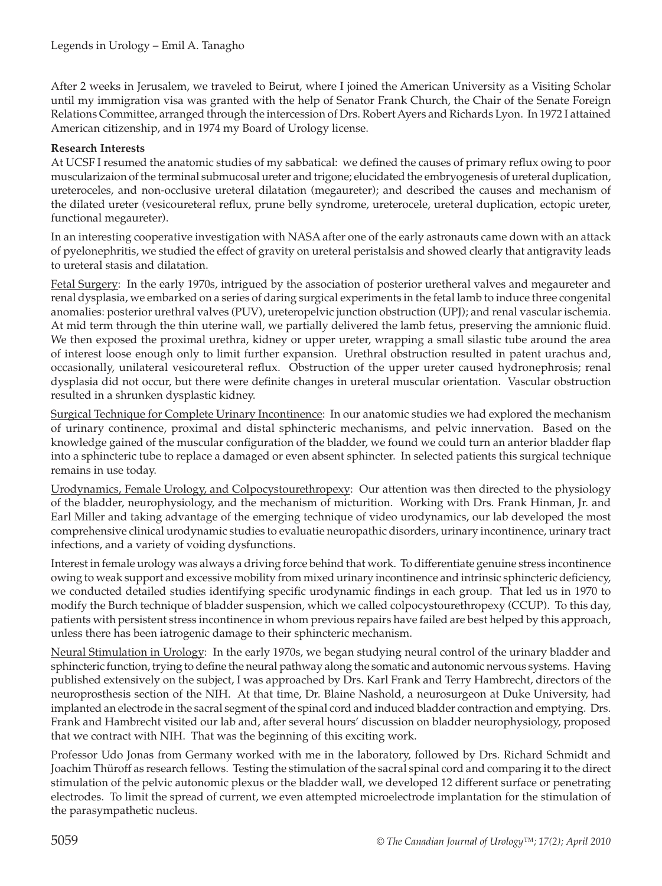After 2 weeks in Jerusalem, we traveled to Beirut, where I joined the American University as a Visiting Scholar until my immigration visa was granted with the help of Senator Frank Church, the Chair of the Senate Foreign Relations Committee, arranged through the intercession of Drs. Robert Ayers and Richards Lyon. In 1972 I attained American citizenship, and in 1974 my Board of Urology license.

**Research Interests**

At UCSF I resumed the anatomic studies of my sabbatical: we defined the causes of primary reflux owing to poor muscularizaion of the terminal submucosal ureter and trigone; elucidated the embryogenesis of ureteral duplication, ureteroceles, and non-occlusive ureteral dilatation (megaureter); and described the causes and mechanism of the dilated ureter (vesicoureteral reflux, prune belly syndrome, ureterocele, ureteral duplication, ectopic ureter, functional megaureter).

In an interesting cooperative investigation with NASA after one of the early astronauts came down with an attack of pyelonephritis, we studied the effect of gravity on ureteral peristalsis and showed clearly that antigravity leads to ureteral stasis and dilatation.

Fetal Surgery: In the early 1970s, intrigued by the association of posterior uretheral valves and megaureter and renal dysplasia, we embarked on a series of daring surgical experiments in the fetal lamb to induce three congenital anomalies: posterior urethral valves (PUV), ureteropelvic junction obstruction (UPJ); and renal vascular ischemia. At mid term through the thin uterine wall, we partially delivered the lamb fetus, preserving the amnionic fluid. We then exposed the proximal urethra, kidney or upper ureter, wrapping a small silastic tube around the area of interest loose enough only to limit further expansion. Urethral obstruction resulted in patent urachus and, occasionally, unilateral vesicoureteral reflux. Obstruction of the upper ureter caused hydronephrosis; renal dysplasia did not occur, but there were definite changes in ureteral muscular orientation. Vascular obstruction resulted in a shrunken dysplastic kidney.

Surgical Technique for Complete Urinary Incontinence: In our anatomic studies we had explored the mechanism of urinary continence, proximal and distal sphincteric mechanisms, and pelvic innervation. Based on the knowledge gained of the muscular configuration of the bladder, we found we could turn an anterior bladder flap into a sphincteric tube to replace a damaged or even absent sphincter. In selected patients this surgical technique remains in use today.

Urodynamics, Female Urology, and Colpocystourethropexy: Our attention was then directed to the physiology of the bladder, neurophysiology, and the mechanism of micturition. Working with Drs. Frank Hinman, Jr. and Earl Miller and taking advantage of the emerging technique of video urodynamics, our lab developed the most comprehensive clinical urodynamic studies to evaluatie neuropathic disorders, urinary incontinence, urinary tract infections, and a variety of voiding dysfunctions.

Interest in female urology was always a driving force behind that work. To differentiate genuine stress incontinence owing to weak support and excessive mobility from mixed urinary incontinence and intrinsic sphincteric deficiency, we conducted detailed studies identifying specific urodynamic findings in each group. That led us in 1970 to modify the Burch technique of bladder suspension, which we called colpocystourethropexy (CCUP). To this day, patients with persistent stress incontinence in whom previous repairs have failed are best helped by this approach, unless there has been iatrogenic damage to their sphincteric mechanism.

Neural Stimulation in Urology: In the early 1970s, we began studying neural control of the urinary bladder and sphincteric function, trying to define the neural pathway along the somatic and autonomic nervous systems. Having published extensively on the subject, I was approached by Drs. Karl Frank and Terry Hambrecht, directors of the neuroprosthesis section of the NIH. At that time, Dr. Blaine Nashold, a neurosurgeon at Duke University, had implanted an electrode in the sacral segment of the spinal cord and induced bladder contraction and emptying. Drs. Frank and Hambrecht visited our lab and, after several hours' discussion on bladder neurophysiology, proposed that we contract with NIH. That was the beginning of this exciting work.

Professor Udo Jonas from Germany worked with me in the laboratory, followed by Drs. Richard Schmidt and Joachim Thüroff as research fellows. Testing the stimulation of the sacral spinal cord and comparing it to the direct stimulation of the pelvic autonomic plexus or the bladder wall, we developed 12 different surface or penetrating electrodes. To limit the spread of current, we even attempted microelectrode implantation for the stimulation of the parasympathetic nucleus.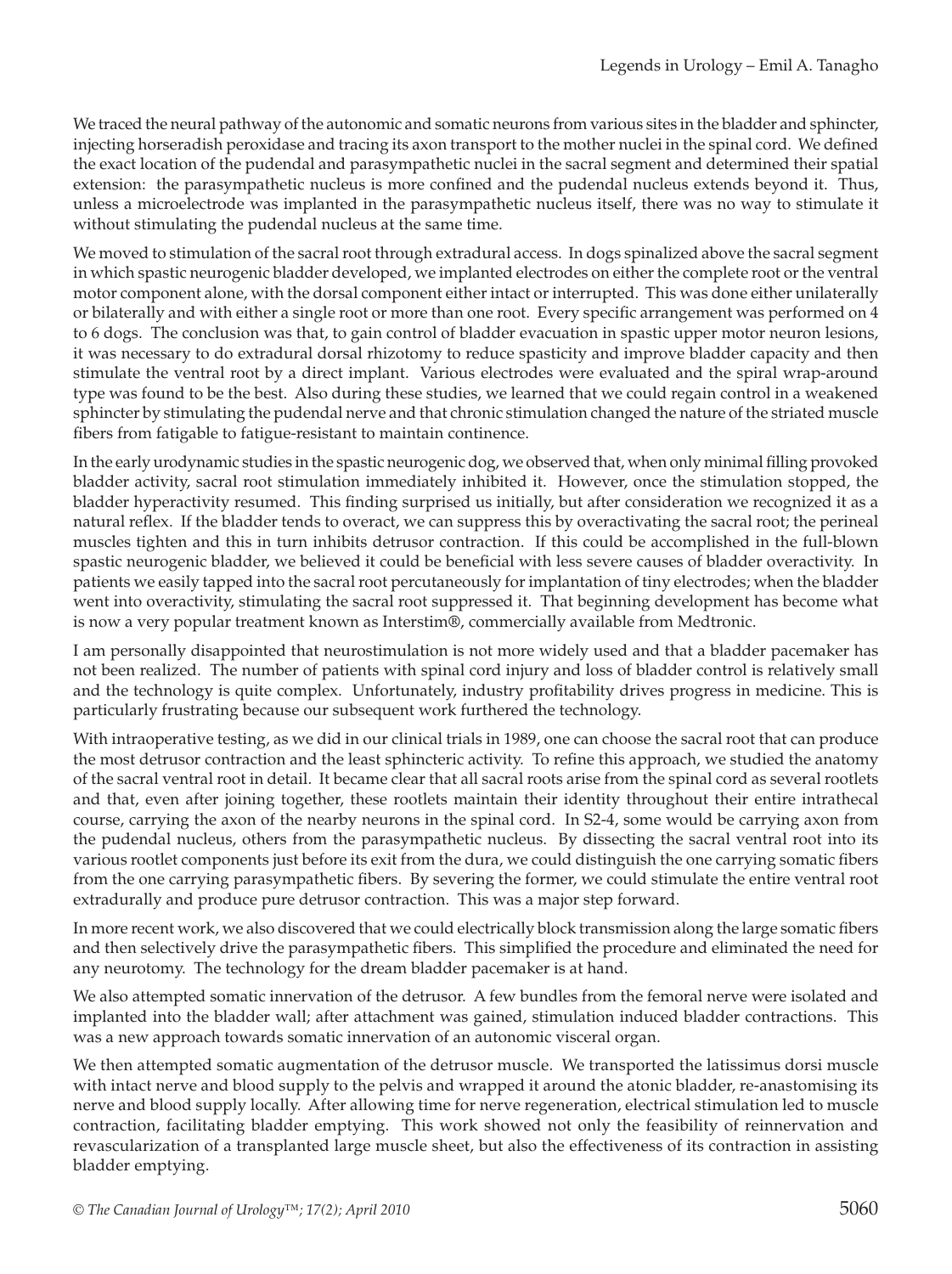We traced the neural pathway of the autonomic and somatic neurons from various sites in the bladder and sphincter, injecting horseradish peroxidase and tracing its axon transport to the mother nuclei in the spinal cord. We defined the exact location of the pudendal and parasympathetic nuclei in the sacral segment and determined their spatial extension: the parasympathetic nucleus is more confined and the pudendal nucleus extends beyond it. Thus, unless a microelectrode was implanted in the parasympathetic nucleus itself, there was no way to stimulate it without stimulating the pudendal nucleus at the same time.

We moved to stimulation of the sacral root through extradural access. In dogs spinalized above the sacral segment in which spastic neurogenic bladder developed, we implanted electrodes on either the complete root or the ventral motor component alone, with the dorsal component either intact or interrupted. This was done either unilaterally or bilaterally and with either a single root or more than one root. Every specific arrangement was performed on 4 to 6 dogs. The conclusion was that, to gain control of bladder evacuation in spastic upper motor neuron lesions, it was necessary to do extradural dorsal rhizotomy to reduce spasticity and improve bladder capacity and then stimulate the ventral root by a direct implant. Various electrodes were evaluated and the spiral wrap-around type was found to be the best. Also during these studies, we learned that we could regain control in a weakened sphincter by stimulating the pudendal nerve and that chronic stimulation changed the nature of the striated muscle fibers from fatigable to fatigue-resistant to maintain continence.

In the early urodynamic studies in the spastic neurogenic dog, we observed that, when only minimal filling provoked bladder activity, sacral root stimulation immediately inhibited it. However, once the stimulation stopped, the bladder hyperactivity resumed. This finding surprised us initially, but after consideration we recognized it as a natural reflex. If the bladder tends to overact, we can suppress this by overactivating the sacral root; the perineal muscles tighten and this in turn inhibits detrusor contraction. If this could be accomplished in the full-blown spastic neurogenic bladder, we believed it could be beneficial with less severe causes of bladder overactivity. In patients we easily tapped into the sacral root percutaneously for implantation of tiny electrodes; when the bladder went into overactivity, stimulating the sacral root suppressed it. That beginning development has become what is now a very popular treatment known as Interstim®, commercially available from Medtronic.

I am personally disappointed that neurostimulation is not more widely used and that a bladder pacemaker has not been realized. The number of patients with spinal cord injury and loss of bladder control is relatively small and the technology is quite complex. Unfortunately, industry profitability drives progress in medicine. This is particularly frustrating because our subsequent work furthered the technology.

With intraoperative testing, as we did in our clinical trials in 1989, one can choose the sacral root that can produce the most detrusor contraction and the least sphincteric activity. To refine this approach, we studied the anatomy of the sacral ventral root in detail. It became clear that all sacral roots arise from the spinal cord as several rootlets and that, even after joining together, these rootlets maintain their identity throughout their entire intrathecal course, carrying the axon of the nearby neurons in the spinal cord. In S2-4, some would be carrying axon from the pudendal nucleus, others from the parasympathetic nucleus. By dissecting the sacral ventral root into its various rootlet components just before its exit from the dura, we could distinguish the one carrying somatic fibers from the one carrying parasympathetic fibers. By severing the former, we could stimulate the entire ventral root extradurally and produce pure detrusor contraction. This was a major step forward.

In more recent work, we also discovered that we could electrically block transmission along the large somatic fibers and then selectively drive the parasympathetic fibers. This simplified the procedure and eliminated the need for any neurotomy. The technology for the dream bladder pacemaker is at hand.

We also attempted somatic innervation of the detrusor. A few bundles from the femoral nerve were isolated and implanted into the bladder wall; after attachment was gained, stimulation induced bladder contractions. This was a new approach towards somatic innervation of an autonomic visceral organ.

We then attempted somatic augmentation of the detrusor muscle. We transported the latissimus dorsi muscle with intact nerve and blood supply to the pelvis and wrapped it around the atonic bladder, re-anastomising its nerve and blood supply locally. After allowing time for nerve regeneration, electrical stimulation led to muscle contraction, facilitating bladder emptying. This work showed not only the feasibility of reinnervation and revascularization of a transplanted large muscle sheet, but also the effectiveness of its contraction in assisting bladder emptying.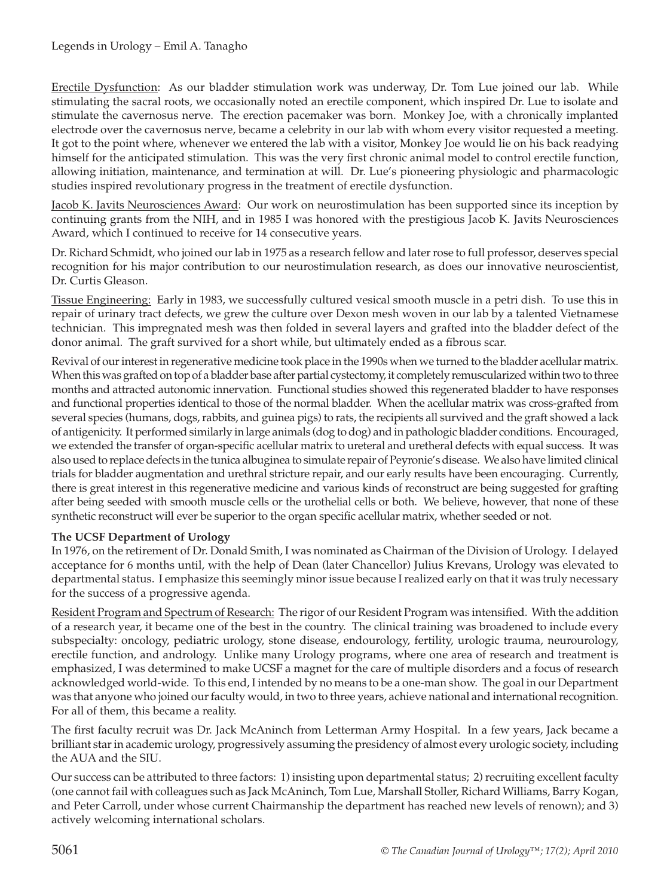Erectile Dysfunction: As our bladder stimulation work was underway, Dr. Tom Lue joined our lab. While stimulating the sacral roots, we occasionally noted an erectile component, which inspired Dr. Lue to isolate and stimulate the cavernosus nerve. The erection pacemaker was born. Monkey Joe, with a chronically implanted electrode over the cavernosus nerve, became a celebrity in our lab with whom every visitor requested a meeting. It got to the point where, whenever we entered the lab with a visitor, Monkey Joe would lie on his back readying himself for the anticipated stimulation. This was the very first chronic animal model to control erectile function, allowing initiation, maintenance, and termination at will. Dr. Lue's pioneering physiologic and pharmacologic studies inspired revolutionary progress in the treatment of erectile dysfunction.

Jacob K. Javits Neurosciences Award: Our work on neurostimulation has been supported since its inception by continuing grants from the NIH, and in 1985 I was honored with the prestigious Jacob K. Javits Neurosciences Award, which I continued to receive for 14 consecutive years.

Dr. Richard Schmidt, who joined our lab in 1975 as a research fellow and later rose to full professor, deserves special recognition for his major contribution to our neurostimulation research, as does our innovative neuroscientist, Dr. Curtis Gleason.

Tissue Engineering: Early in 1983, we successfully cultured vesical smooth muscle in a petri dish. To use this in repair of urinary tract defects, we grew the culture over Dexon mesh woven in our lab by a talented Vietnamese technician. This impregnated mesh was then folded in several layers and grafted into the bladder defect of the donor animal. The graft survived for a short while, but ultimately ended as a fibrous scar.

Revival of our interest in regenerative medicine took place in the 1990s when we turned to the bladder acellular matrix. When this was grafted on top of a bladder base after partial cystectomy, it completely remuscularized within two to three months and attracted autonomic innervation. Functional studies showed this regenerated bladder to have responses and functional properties identical to those of the normal bladder. When the acellular matrix was cross-grafted from several species (humans, dogs, rabbits, and guinea pigs) to rats, the recipients all survived and the graft showed a lack of antigenicity. It performed similarly in large animals (dog to dog) and in pathologic bladder conditions. Encouraged, we extended the transfer of organ-specific acellular matrix to ureteral and uretheral defects with equal success. It was also used to replace defects in the tunica albuginea to simulate repair of Peyronie's disease. We also have limited clinical trials for bladder augmentation and urethral stricture repair, and our early results have been encouraging. Currently, there is great interest in this regenerative medicine and various kinds of reconstruct are being suggested for grafting after being seeded with smooth muscle cells or the urothelial cells or both. We believe, however, that none of these synthetic reconstruct will ever be superior to the organ specific acellular matrix, whether seeded or not.

**The UCSF Department of Urology**

In 1976, on the retirement of Dr. Donald Smith, I was nominated as Chairman of the Division of Urology. I delayed acceptance for 6 months until, with the help of Dean (later Chancellor) Julius Krevans, Urology was elevated to departmental status. I emphasize this seemingly minor issue because I realized early on that it was truly necessary for the success of a progressive agenda.

Resident Program and Spectrum of Research: The rigor of our Resident Program was intensified. With the addition of a research year, it became one of the best in the country. The clinical training was broadened to include every subspecialty: oncology, pediatric urology, stone disease, endourology, fertility, urologic trauma, neurourology, erectile function, and andrology. Unlike many Urology programs, where one area of research and treatment is emphasized, I was determined to make UCSF a magnet for the care of multiple disorders and a focus of research acknowledged world-wide. To this end, I intended by no means to be a one-man show. The goal in our Department was that anyone who joined our faculty would, in two to three years, achieve national and international recognition. For all of them, this became a reality.

The first faculty recruit was Dr. Jack McAninch from Letterman Army Hospital. In a few years, Jack became a brilliant star in academic urology, progressively assuming the presidency of almost every urologic society, including the AUA and the SIU.

Our success can be attributed to three factors: 1) insisting upon departmental status; 2) recruiting excellent faculty (one cannot fail with colleagues such as Jack McAninch, Tom Lue, Marshall Stoller, Richard Williams, Barry Kogan, and Peter Carroll, under whose current Chairmanship the department has reached new levels of renown); and 3) actively welcoming international scholars.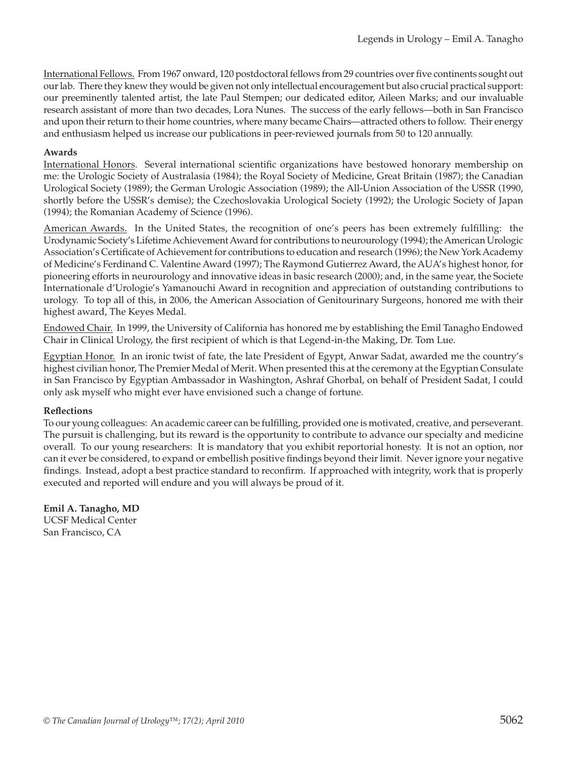International Fellows. From 1967 onward, 120 postdoctoral fellows from 29 countries over five continents sought out our lab. There they knew they would be given not only intellectual encouragement but also crucial practical support: our preeminently talented artist, the late Paul Stempen; our dedicated editor, Aileen Marks; and our invaluable research assistant of more than two decades, Lora Nunes. The success of the early fellows—both in San Francisco and upon their return to their home countries, where many became Chairs—attracted others to follow. Their energy and enthusiasm helped us increase our publications in peer-reviewed journals from 50 to 120 annually.

**Awards**

International Honors. Several international scientific organizations have bestowed honorary membership on me: the Urologic Society of Australasia (1984); the Royal Society of Medicine, Great Britain (1987); the Canadian Urological Society (1989); the German Urologic Association (1989); the All-Union Association of the USSR (1990, shortly before the USSR's demise); the Czechoslovakia Urological Society (1992); the Urologic Society of Japan (1994); the Romanian Academy of Science (1996).

American Awards. In the United States, the recognition of one's peers has been extremely fulfilling: the Urodynamic Society's Lifetime Achievement Award for contributions to neurourology (1994); the American Urologic Association's Certificate of Achievement for contributions to education and research (1996); the New York Academy of Medicine's Ferdinand C. Valentine Award (1997); The Raymond Gutierrez Award, the AUA's highest honor, for pioneering efforts in neurourology and innovative ideas in basic research (2000); and, in the same year, the Societe Internationale d'Urologie's Yamanouchi Award in recognition and appreciation of outstanding contributions to urology. To top all of this, in 2006, the American Association of Genitourinary Surgeons, honored me with their highest award, The Keyes Medal.

Endowed Chair. In 1999, the University of California has honored me by establishing the Emil Tanagho Endowed Chair in Clinical Urology, the first recipient of which is that Legend-in-the Making, Dr. Tom Lue.

Egyptian Honor. In an ironic twist of fate, the late President of Egypt, Anwar Sadat, awarded me the country's highest civilian honor, The Premier Medal of Merit. When presented this at the ceremony at the Egyptian Consulate in San Francisco by Egyptian Ambassador in Washington, Ashraf Ghorbal, on behalf of President Sadat, I could only ask myself who might ever have envisioned such a change of fortune.

**Reflections**

To our young colleagues: An academic career can be fulfilling, provided one is motivated, creative, and perseverant. The pursuit is challenging, but its reward is the opportunity to contribute to advance our specialty and medicine overall. To our young researchers: It is mandatory that you exhibit reportorial honesty. It is not an option, nor can it ever be considered, to expand or embellish positive findings beyond their limit. Never ignore your negative findings. Instead, adopt a best practice standard to reconfirm. If approached with integrity, work that is properly executed and reported will endure and you will always be proud of it.

**Emil A. Tanagho, MD**
UCSF Medical Center
San Francisco, CA